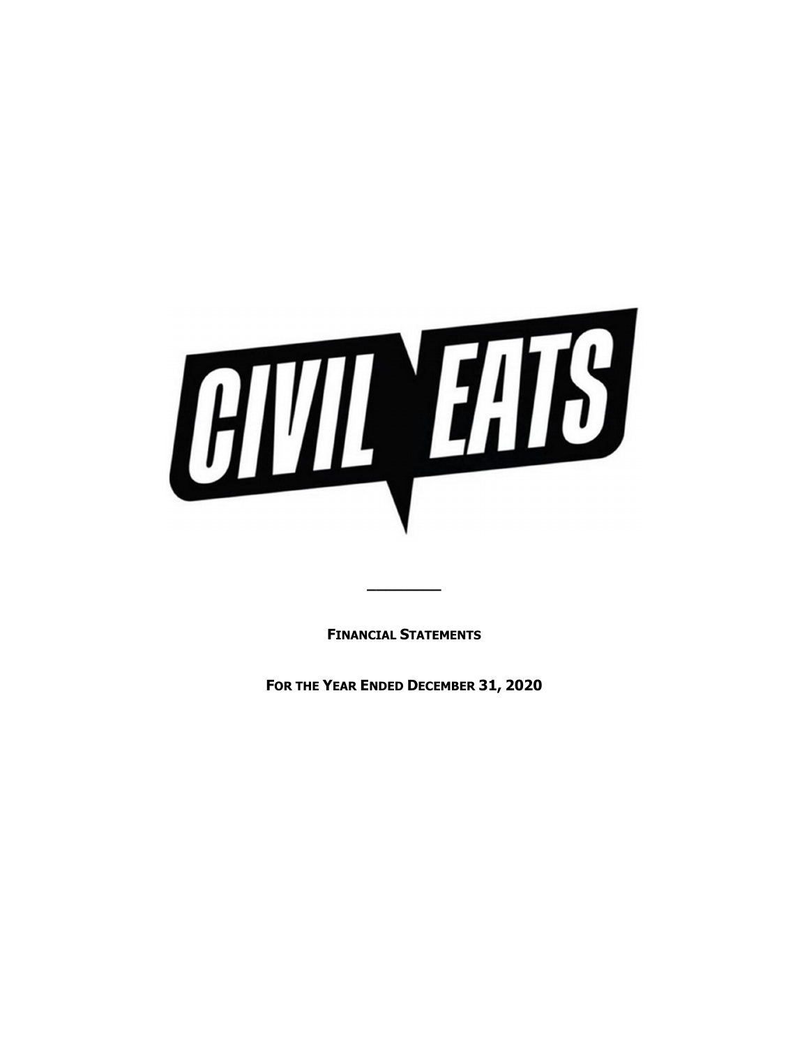# CIVIL EATS

---

**FINANCIAL STATEMENTS**

**FOR THE YEAR ENDED DECEMBER 31, 2020**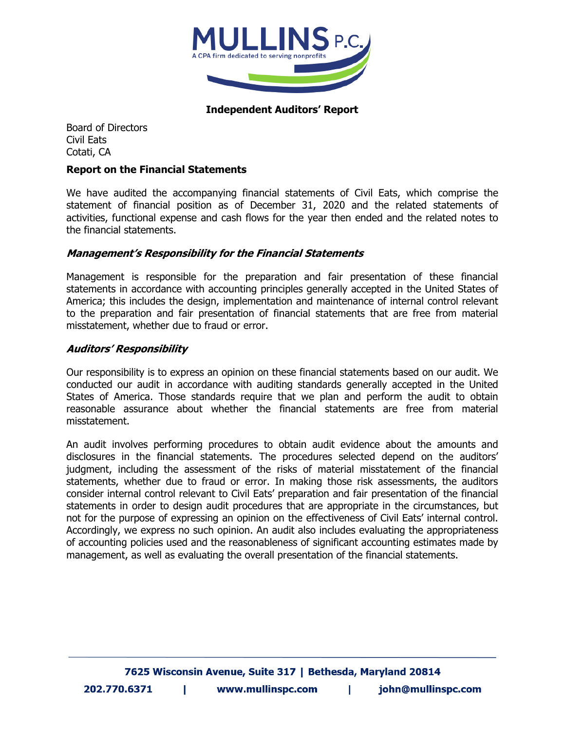# Independent Auditors' Report

Board of Directors
Civil Eats
Cotati, CA

## Report on the Financial Statements

We have audited the accompanying financial statements of Civil Eats, which comprise the statement of financial position as of December 31, 2020 and the related statements of activities, functional expense and cash flows for the year then ended and the related notes to the financial statements.

### *Management's Responsibility for the Financial Statements*

Management is responsible for the preparation and fair presentation of these financial statements in accordance with accounting principles generally accepted in the United States of America; this includes the design, implementation and maintenance of internal control relevant to the preparation and fair presentation of financial statements that are free from material misstatement, whether due to fraud or error.

### *Auditors' Responsibility*

Our responsibility is to express an opinion on these financial statements based on our audit. We conducted our audit in accordance with auditing standards generally accepted in the United States of America. Those standards require that we plan and perform the audit to obtain reasonable assurance about whether the financial statements are free from material misstatement.

An audit involves performing procedures to obtain audit evidence about the amounts and disclosures in the financial statements. The procedures selected depend on the auditors' judgment, including the assessment of the risks of material misstatement of the financial statements, whether due to fraud or error. In making those risk assessments, the auditors consider internal control relevant to Civil Eats' preparation and fair presentation of the financial statements in order to design audit procedures that are appropriate in the circumstances, but not for the purpose of expressing an opinion on the effectiveness of Civil Eats' internal control. Accordingly, we express no such opinion. An audit also includes evaluating the appropriateness of accounting policies used and the reasonableness of significant accounting estimates made by management, as well as evaluating the overall presentation of the financial statements.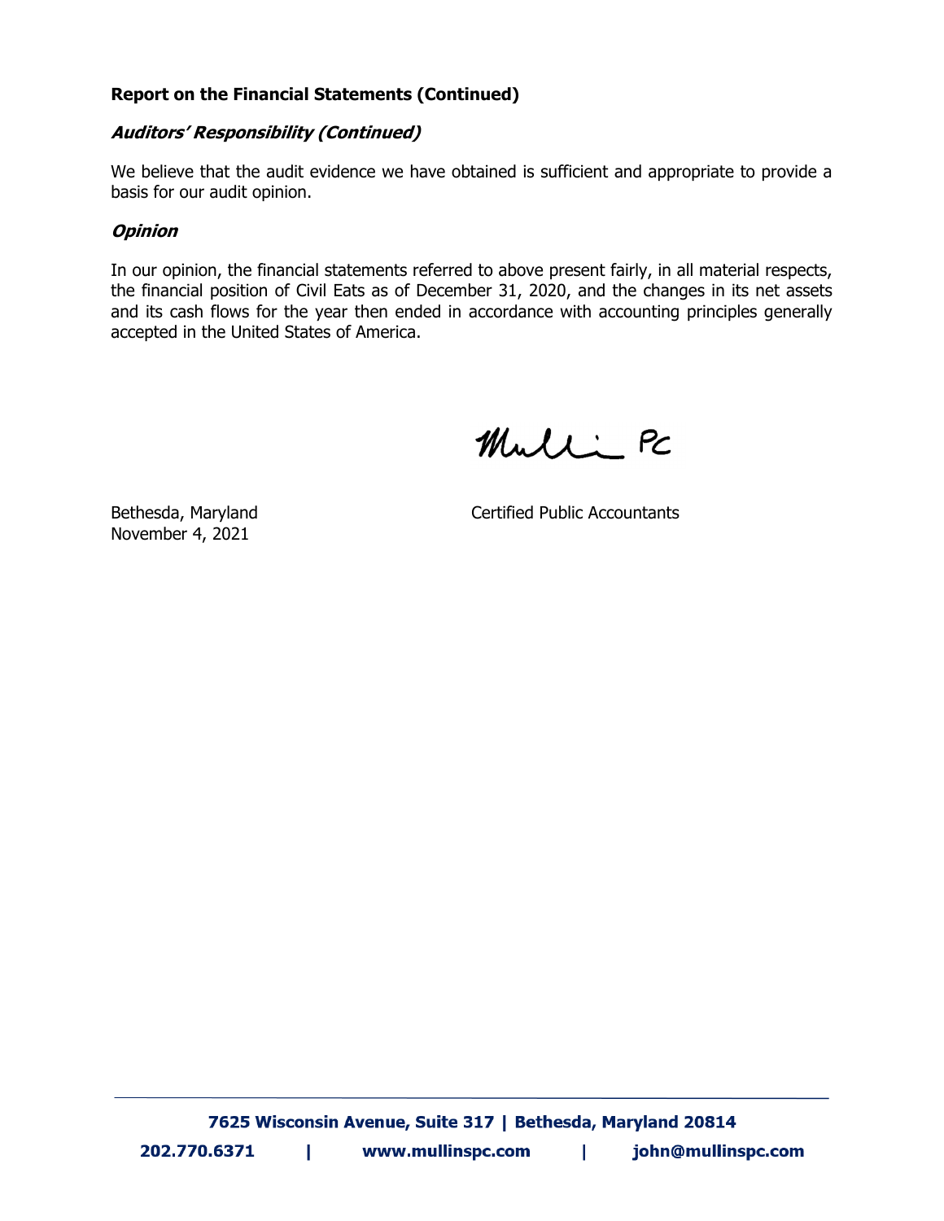## Report on the Financial Statements (Continued)

### *Auditors' Responsibility (Continued)*

We believe that the audit evidence we have obtained is sufficient and appropriate to provide a basis for our audit opinion.

### *Opinion*

In our opinion, the financial statements referred to above present fairly, in all material respects, the financial position of Civil Eats as of December 31, 2020, and the changes in its net assets and its cash flows for the year then ended in accordance with accounting principles generally accepted in the United States of America.

Mullins PC

Certified Public Accountants

Bethesda, Maryland
November 4, 2021

7625 Wisconsin Avenue, Suite 317 | Bethesda, Maryland 20814

202.770.6371 | www.mullinspc.com | john@mullinspc.com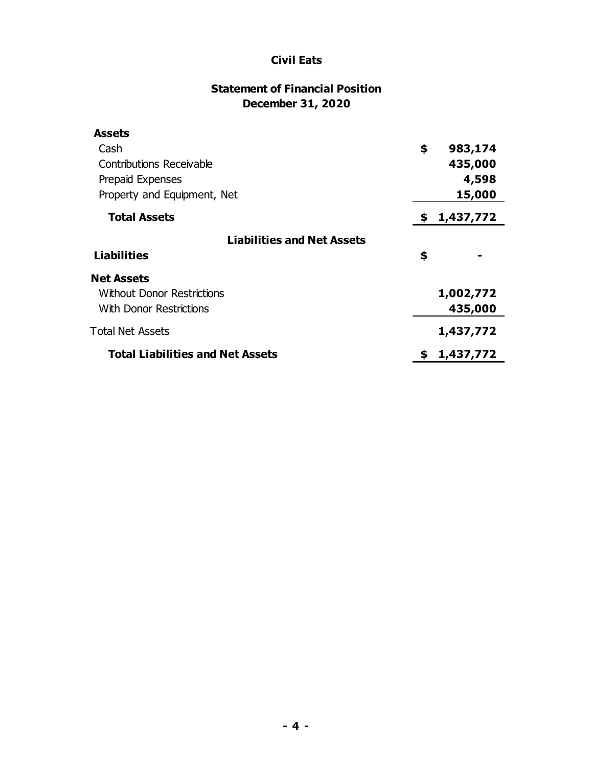# Civil Eats

## Statement of Financial Position
## December 31, 2020

| | |
|---|---|
| **Assets** | |
| Cash | **$ 983,174** |
| Contributions Receivable | **435,000** |
| Prepaid Expenses | **4,598** |
| Property and Equipment, Net | **15,000** |
| **Total Assets** | **$ 1,437,772** |
| **Liabilities and Net Assets** | |
| **Liabilities** | **$ -** |
| **Net Assets** | |
| Without Donor Restrictions | **1,002,772** |
| With Donor Restrictions | **435,000** |
| Total Net Assets | **1,437,772** |
| **Total Liabilities and Net Assets** | **$ 1,437,772** |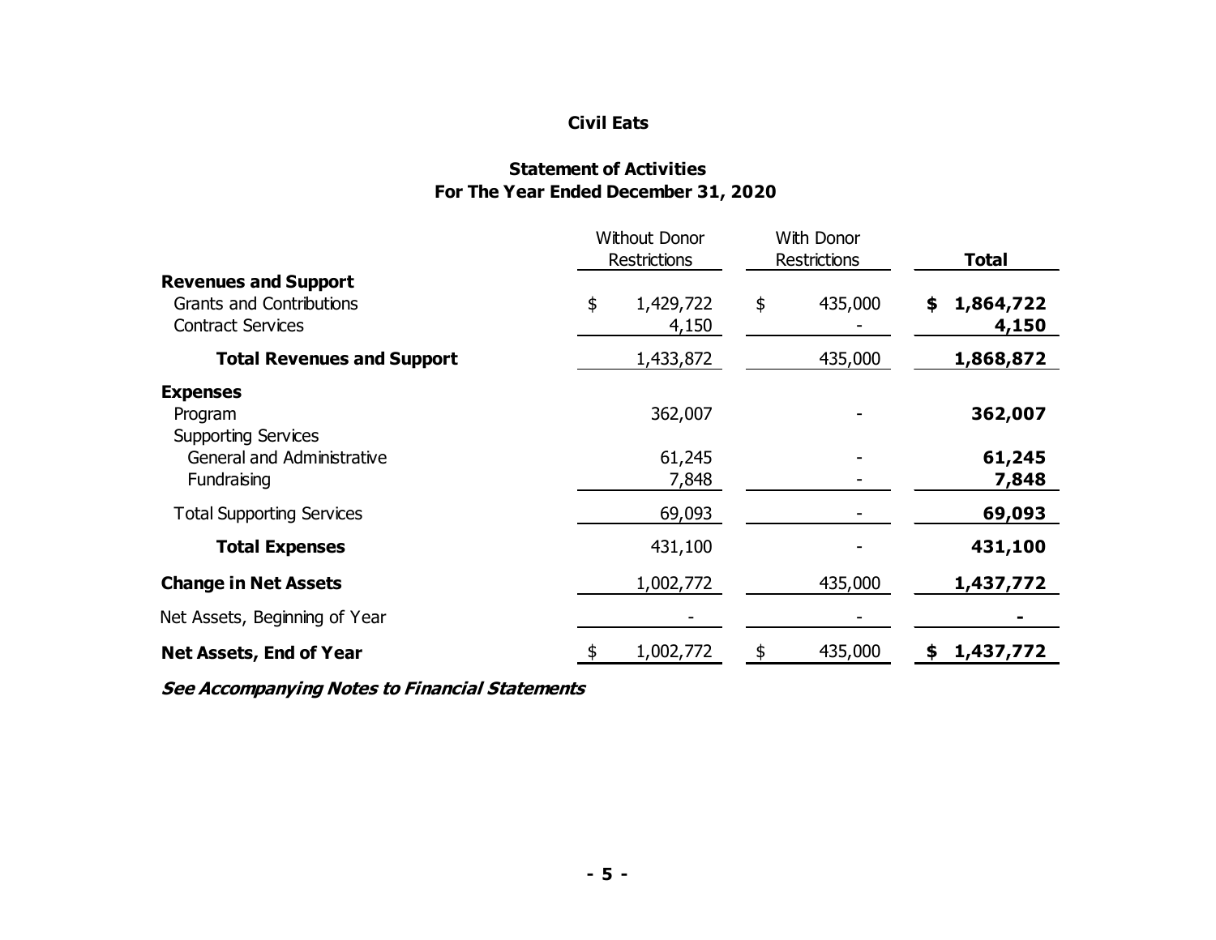# Civil Eats

## Statement of Activities
## For The Year Ended December 31, 2020

| | Without Donor Restrictions | With Donor Restrictions | **Total** |
|---|---|---|---|
| **Revenues and Support** | | | |
| Grants and Contributions | $ 1,429,722 | $ 435,000 | **$ 1,864,722** |
| Contract Services | 4,150 | - | **4,150** |
| **Total Revenues and Support** | 1,433,872 | 435,000 | **1,868,872** |
| **Expenses** | | | |
| Program | 362,007 | - | **362,007** |
| Supporting Services | | | |
| General and Administrative | 61,245 | - | **61,245** |
| Fundraising | 7,848 | - | **7,848** |
| Total Supporting Services | 69,093 | - | **69,093** |
| **Total Expenses** | 431,100 | - | **431,100** |
| **Change in Net Assets** | 1,002,772 | 435,000 | **1,437,772** |
| Net Assets, Beginning of Year | - | - | **-** |
| **Net Assets, End of Year** | $ 1,002,772 | $ 435,000 | **$ 1,437,772** |

***See Accompanying Notes to Financial Statements***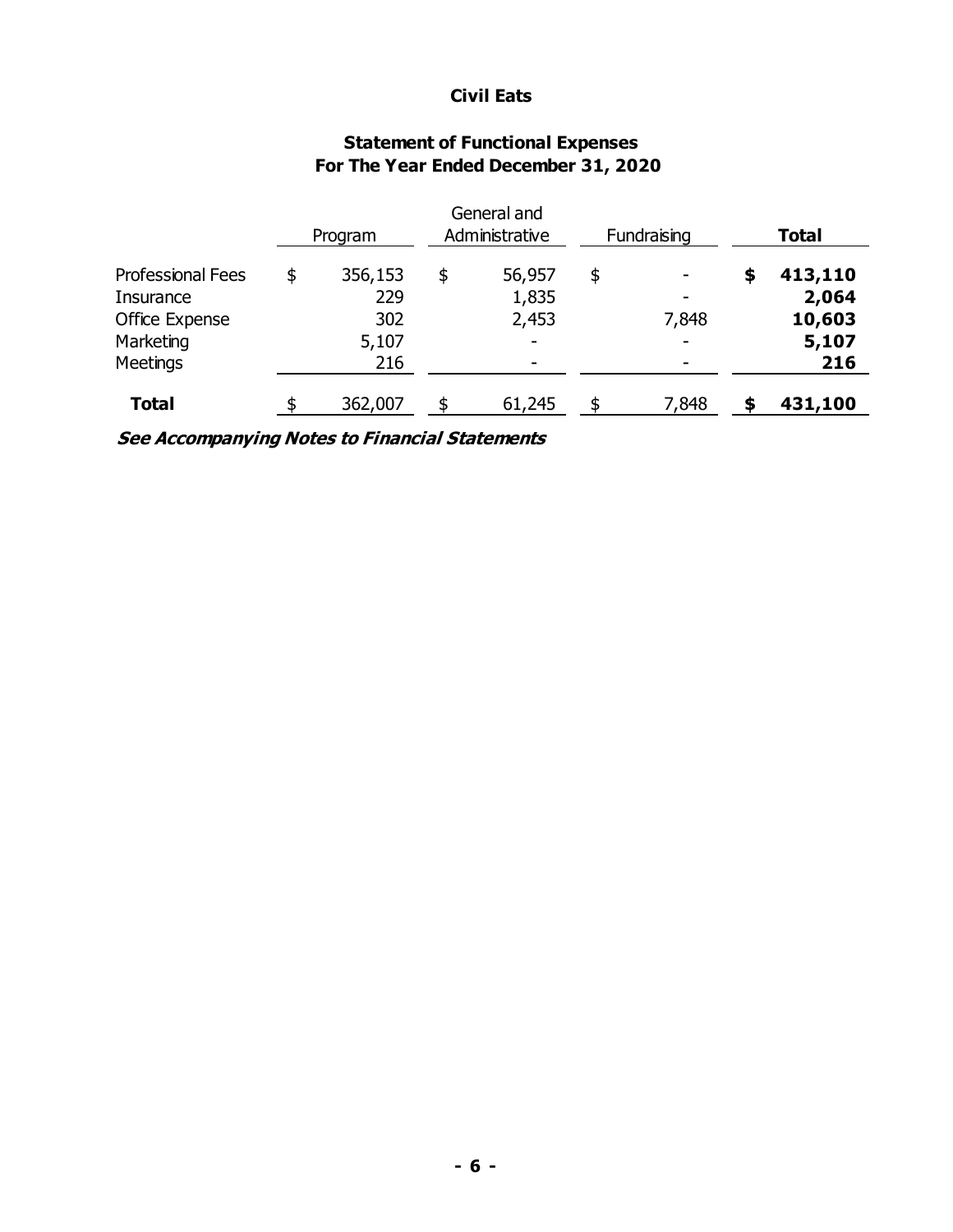# Civil Eats

## Statement of Functional Expenses
## For The Year Ended December 31, 2020

| | Program | General and Administrative | Fundraising | **Total** |
|---|---|---|---|---|
| Professional Fees | $ 356,153 | $ 56,957 | $ - | **$ 413,110** |
| Insurance | 229 | 1,835 | - | **2,064** |
| Office Expense | 302 | 2,453 | 7,848 | **10,603** |
| Marketing | 5,107 | - | - | **5,107** |
| Meetings | 216 | - | - | **216** |
| **Total** | $ 362,007 | $ 61,245 | $ 7,848 | **$ 431,100** |

***See Accompanying Notes to Financial Statements***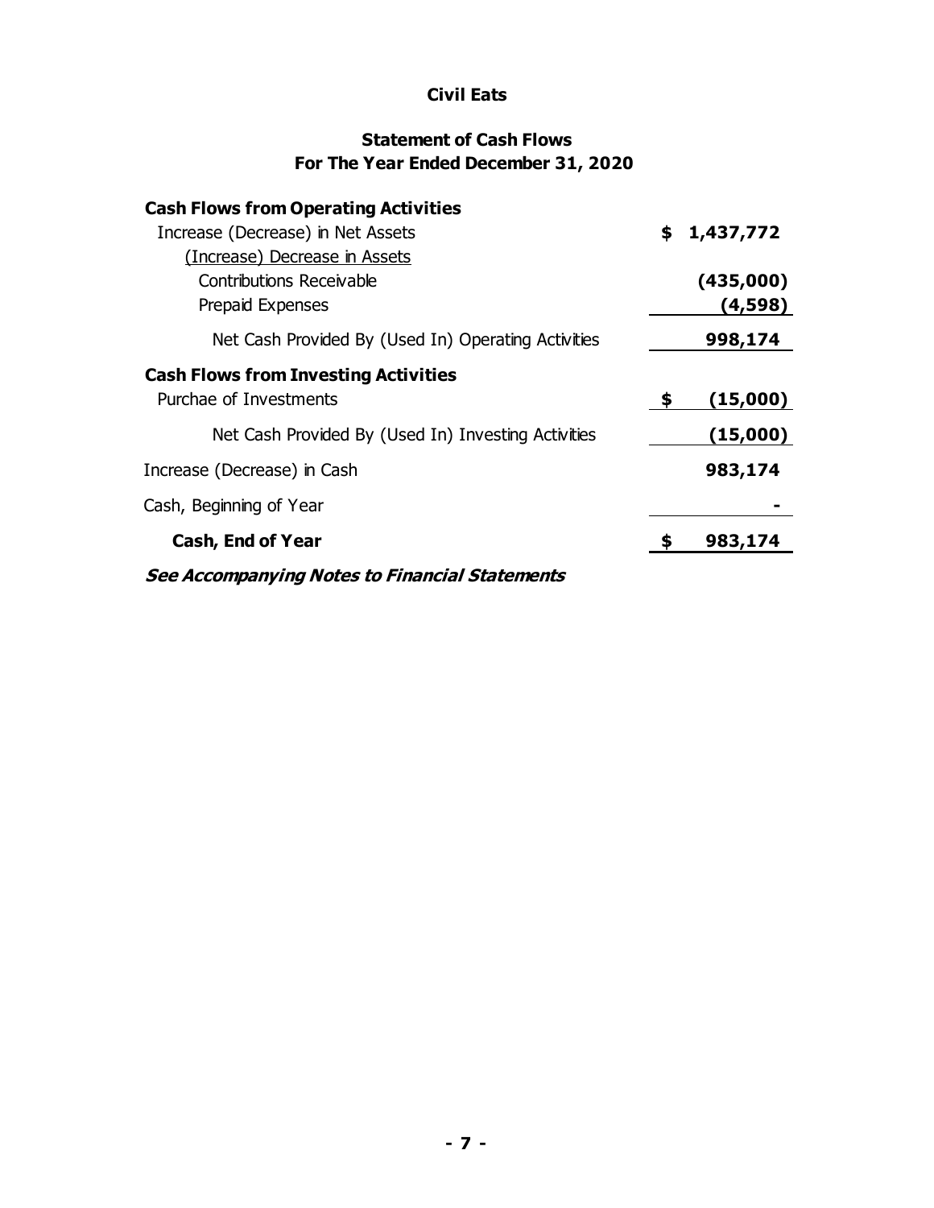# Civil Eats

## Statement of Cash Flows
## For The Year Ended December 31, 2020

| | |
|---|---|
| **Cash Flows from Operating Activities** | |
| Increase (Decrease) in Net Assets | **$ 1,437,772** |
| (Increase) Decrease in Assets | |
| Contributions Receivable | **(435,000)** |
| Prepaid Expenses | **(4,598)** |
| Net Cash Provided By (Used In) Operating Activities | **998,174** |
| **Cash Flows from Investing Activities** | |
| Purchae of Investments | **$ (15,000)** |
| Net Cash Provided By (Used In) Investing Activities | **(15,000)** |
| Increase (Decrease) in Cash | **983,174** |
| Cash, Beginning of Year | **-** |
| **Cash, End of Year** | **$ 983,174** |

***See Accompanying Notes to Financial Statements***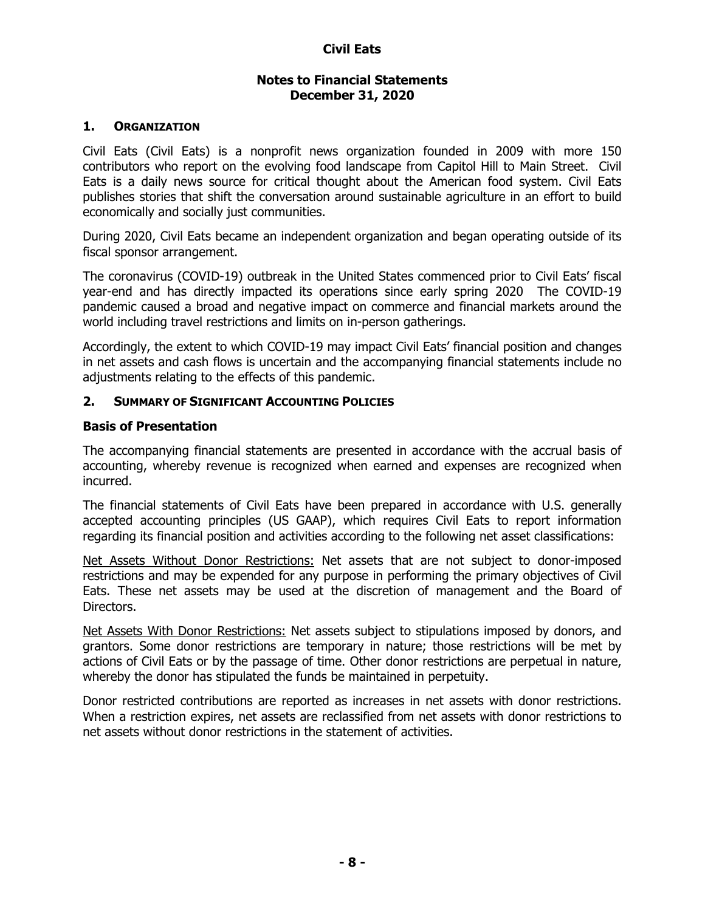# Civil Eats

## Notes to Financial Statements
## December 31, 2020

### 1. Organization

Civil Eats (Civil Eats) is a nonprofit news organization founded in 2009 with more 150 contributors who report on the evolving food landscape from Capitol Hill to Main Street. Civil Eats is a daily news source for critical thought about the American food system. Civil Eats publishes stories that shift the conversation around sustainable agriculture in an effort to build economically and socially just communities.

During 2020, Civil Eats became an independent organization and began operating outside of its fiscal sponsor arrangement.

The coronavirus (COVID-19) outbreak in the United States commenced prior to Civil Eats' fiscal year-end and has directly impacted its operations since early spring 2020 The COVID-19 pandemic caused a broad and negative impact on commerce and financial markets around the world including travel restrictions and limits on in-person gatherings.

Accordingly, the extent to which COVID-19 may impact Civil Eats' financial position and changes in net assets and cash flows is uncertain and the accompanying financial statements include no adjustments relating to the effects of this pandemic.

### 2. Summary of Significant Accounting Policies

#### Basis of Presentation

The accompanying financial statements are presented in accordance with the accrual basis of accounting, whereby revenue is recognized when earned and expenses are recognized when incurred.

The financial statements of Civil Eats have been prepared in accordance with U.S. generally accepted accounting principles (US GAAP), which requires Civil Eats to report information regarding its financial position and activities according to the following net asset classifications:

Net Assets Without Donor Restrictions: Net assets that are not subject to donor-imposed restrictions and may be expended for any purpose in performing the primary objectives of Civil Eats. These net assets may be used at the discretion of management and the Board of Directors.

Net Assets With Donor Restrictions: Net assets subject to stipulations imposed by donors, and grantors. Some donor restrictions are temporary in nature; those restrictions will be met by actions of Civil Eats or by the passage of time. Other donor restrictions are perpetual in nature, whereby the donor has stipulated the funds be maintained in perpetuity.

Donor restricted contributions are reported as increases in net assets with donor restrictions. When a restriction expires, net assets are reclassified from net assets with donor restrictions to net assets without donor restrictions in the statement of activities.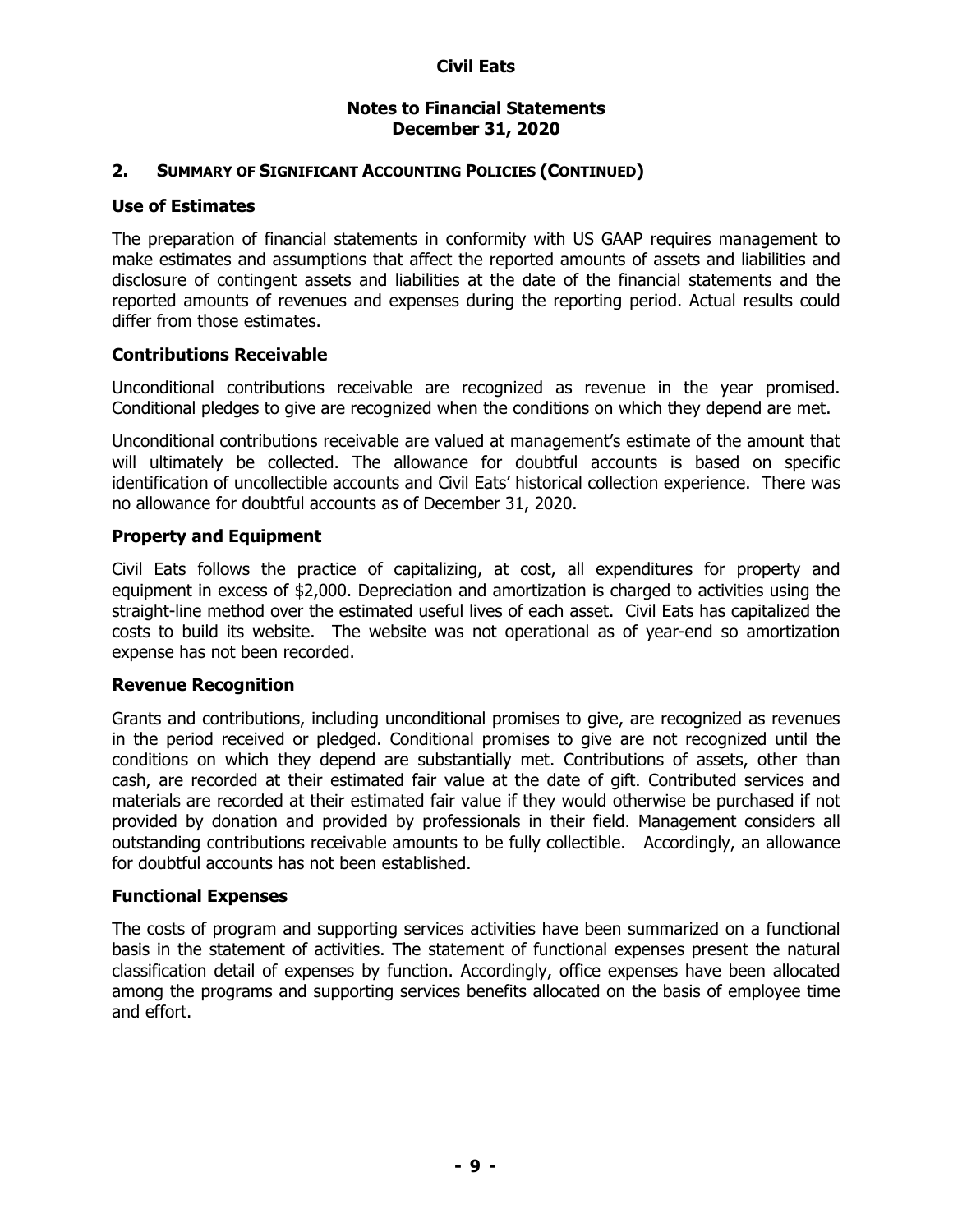# Civil Eats

## Notes to Financial Statements
## December 31, 2020

### 2. SUMMARY OF SIGNIFICANT ACCOUNTING POLICIES (CONTINUED)

**Use of Estimates**

The preparation of financial statements in conformity with US GAAP requires management to make estimates and assumptions that affect the reported amounts of assets and liabilities and disclosure of contingent assets and liabilities at the date of the financial statements and the reported amounts of revenues and expenses during the reporting period. Actual results could differ from those estimates.

**Contributions Receivable**

Unconditional contributions receivable are recognized as revenue in the year promised. Conditional pledges to give are recognized when the conditions on which they depend are met.

Unconditional contributions receivable are valued at management's estimate of the amount that will ultimately be collected. The allowance for doubtful accounts is based on specific identification of uncollectible accounts and Civil Eats' historical collection experience. There was no allowance for doubtful accounts as of December 31, 2020.

**Property and Equipment**

Civil Eats follows the practice of capitalizing, at cost, all expenditures for property and equipment in excess of $2,000. Depreciation and amortization is charged to activities using the straight-line method over the estimated useful lives of each asset. Civil Eats has capitalized the costs to build its website. The website was not operational as of year-end so amortization expense has not been recorded.

**Revenue Recognition**

Grants and contributions, including unconditional promises to give, are recognized as revenues in the period received or pledged. Conditional promises to give are not recognized until the conditions on which they depend are substantially met. Contributions of assets, other than cash, are recorded at their estimated fair value at the date of gift. Contributed services and materials are recorded at their estimated fair value if they would otherwise be purchased if not provided by donation and provided by professionals in their field. Management considers all outstanding contributions receivable amounts to be fully collectible. Accordingly, an allowance for doubtful accounts has not been established.

**Functional Expenses**

The costs of program and supporting services activities have been summarized on a functional basis in the statement of activities. The statement of functional expenses present the natural classification detail of expenses by function. Accordingly, office expenses have been allocated among the programs and supporting services benefits allocated on the basis of employee time and effort.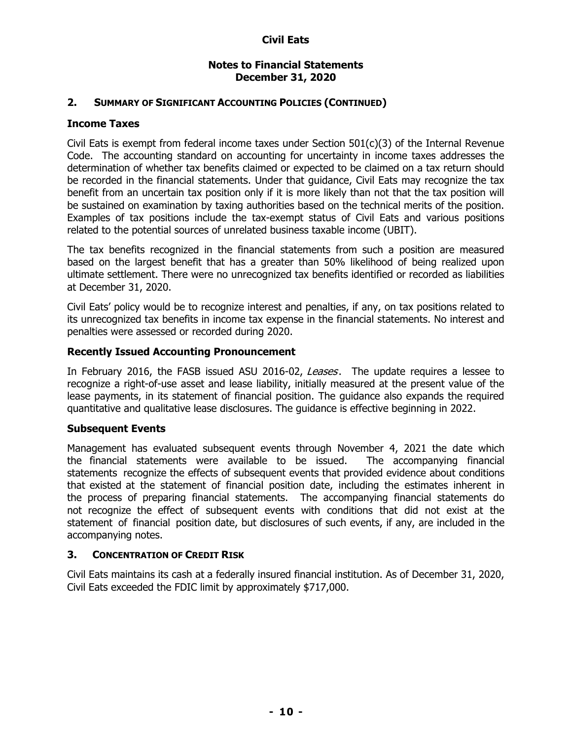## 2. SUMMARY OF SIGNIFICANT ACCOUNTING POLICIES (CONTINUED)

### Income Taxes

Civil Eats is exempt from federal income taxes under Section 501(c)(3) of the Internal Revenue Code. The accounting standard on accounting for uncertainty in income taxes addresses the determination of whether tax benefits claimed or expected to be claimed on a tax return should be recorded in the financial statements. Under that guidance, Civil Eats may recognize the tax benefit from an uncertain tax position only if it is more likely than not that the tax position will be sustained on examination by taxing authorities based on the technical merits of the position. Examples of tax positions include the tax-exempt status of Civil Eats and various positions related to the potential sources of unrelated business taxable income (UBIT).

The tax benefits recognized in the financial statements from such a position are measured based on the largest benefit that has a greater than 50% likelihood of being realized upon ultimate settlement. There were no unrecognized tax benefits identified or recorded as liabilities at December 31, 2020.

Civil Eats' policy would be to recognize interest and penalties, if any, on tax positions related to its unrecognized tax benefits in income tax expense in the financial statements. No interest and penalties were assessed or recorded during 2020.

### Recently Issued Accounting Pronouncement

In February 2016, the FASB issued ASU 2016-02, *Leases*. The update requires a lessee to recognize a right-of-use asset and lease liability, initially measured at the present value of the lease payments, in its statement of financial position. The guidance also expands the required quantitative and qualitative lease disclosures. The guidance is effective beginning in 2022.

### Subsequent Events

Management has evaluated subsequent events through November 4, 2021 the date which the financial statements were available to be issued. The accompanying financial statements recognize the effects of subsequent events that provided evidence about conditions that existed at the statement of financial position date, including the estimates inherent in the process of preparing financial statements. The accompanying financial statements do not recognize the effect of subsequent events with conditions that did not exist at the statement of financial position date, but disclosures of such events, if any, are included in the accompanying notes.

## 3. CONCENTRATION OF CREDIT RISK

Civil Eats maintains its cash at a federally insured financial institution. As of December 31, 2020, Civil Eats exceeded the FDIC limit by approximately $717,000.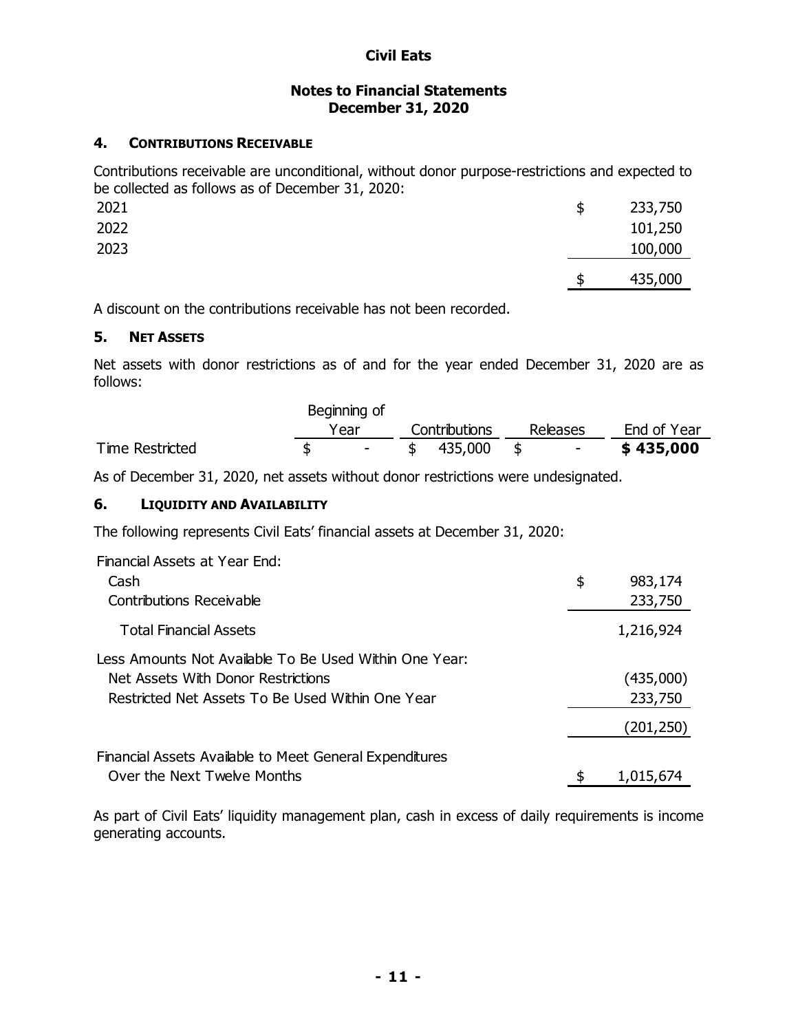**Civil Eats**

**Notes to Financial Statements**
**December 31, 2020**

## 4. CONTRIBUTIONS RECEIVABLE

Contributions receivable are unconditional, without donor purpose-restrictions and expected to be collected as follows as of December 31, 2020:

| | | |
|---|---|---|
| 2021 | $ | 233,750 |
| 2022 | | 101,250 |
| 2023 | | 100,000 |
| | $ | 435,000 |

A discount on the contributions receivable has not been recorded.

## 5. NET ASSETS

Net assets with donor restrictions as of and for the year ended December 31, 2020 are as follows:

| | Beginning of Year | Contributions | Releases | End of Year |
|---|---|---|---|---|
| Time Restricted | $ - | $ 435,000 | $ - | **$ 435,000** |

As of December 31, 2020, net assets without donor restrictions were undesignated.

## 6. LIQUIDITY AND AVAILABILITY

The following represents Civil Eats' financial assets at December 31, 2020:

| | | |
|---|---|---|
| Financial Assets at Year End: | | |
| Cash | $ | 983,174 |
| Contributions Receivable | | 233,750 |
| Total Financial Assets | | 1,216,924 |
| Less Amounts Not Available To Be Used Within One Year: | | |
| Net Assets With Donor Restrictions | | (435,000) |
| Restricted Net Assets To Be Used Within One Year | | 233,750 |
| | | (201,250) |
| Financial Assets Available to Meet General Expenditures Over the Next Twelve Months | $ | 1,015,674 |

As part of Civil Eats' liquidity management plan, cash in excess of daily requirements is income generating accounts.